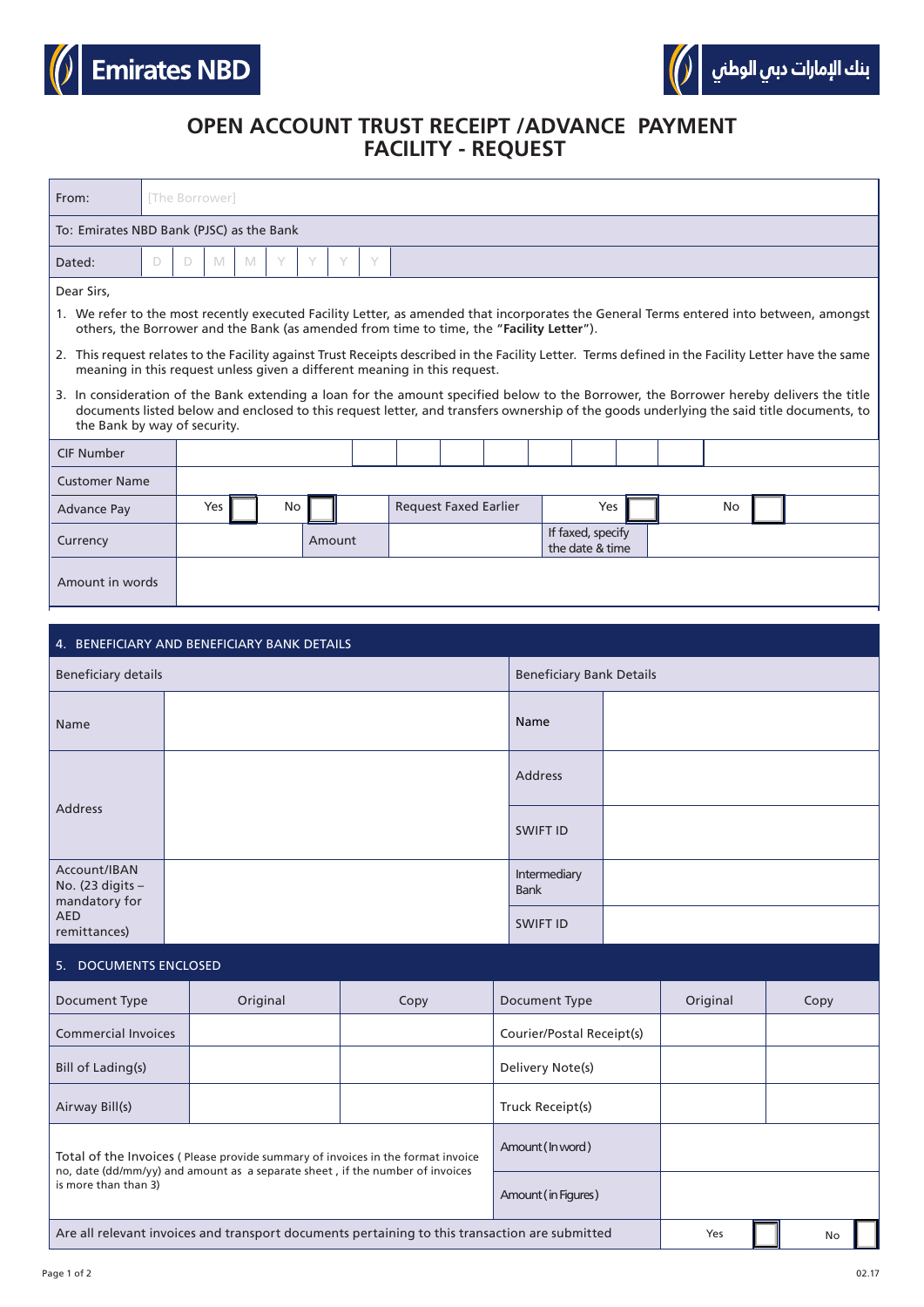Emirates NBD

بنك الإمارات دبي الوطني

# OPEN ACCOUNT TRUST RECEIPT /ADVANCE PAYMENT FACILITY - REQUEST

| From: | [The Borrower] |
|---|---|
| To: Emirates NBD Bank (PJSC) as the Bank | |
| Dated: | D D M M Y Y Y Y |

Dear Sirs,

1. We refer to the most recently executed Facility Letter, as amended that incorporates the General Terms entered into between, amongst others, the Borrower and the Bank (as amended from time to time, the "**Facility Letter**").
2. This request relates to the Facility against Trust Receipts described in the Facility Letter. Terms defined in the Facility Letter have the same meaning in this request unless given a different meaning in this request.
3. In consideration of the Bank extending a loan for the amount specified below to the Borrower, the Borrower hereby delivers the title documents listed below and enclosed to this request letter, and transfers ownership of the goods underlying the said title documents, to the Bank by way of security.

| CIF Number | | | | |
|---|---|---|---|---|
| Customer Name | | | | |
| Advance Pay | Yes ☐ No ☐ | Request Faxed Earlier | Yes ☐ | No ☐ |
| Currency | Amount | | If faxed, specify the date & time | |
| Amount in words | | | | |

## 4. BENEFICIARY AND BENEFICIARY BANK DETAILS

| Beneficiary details | | Beneficiary Bank Details | |
|---|---|---|---|
| Name | | Name | |
| Address | | Address | |
| | | SWIFT ID | |
| Account/IBAN No. (23 digits – mandatory for AED remittances) | | Intermediary Bank | |
| | | SWIFT ID | |

## 5. DOCUMENTS ENCLOSED

| Document Type | Original | Copy | Document Type | Original | Copy |
|---|---|---|---|---|---|
| Commercial Invoices | | | Courier/Postal Receipt(s) | | |
| Bill of Lading(s) | | | Delivery Note(s) | | |
| Airway Bill(s) | | | Truck Receipt(s) | | |
| Total of the Invoices ( Please provide summary of invoices in the format invoice no, date (dd/mm/yy) and amount as a separate sheet , if the number of invoices is more than than 3) | | | Amount (In word) | | |
| | | | Amount (in Figures) | | |
| Are all relevant invoices and transport documents pertaining to this transaction are submitted | | | | Yes ☐ | No ☐ |

02.17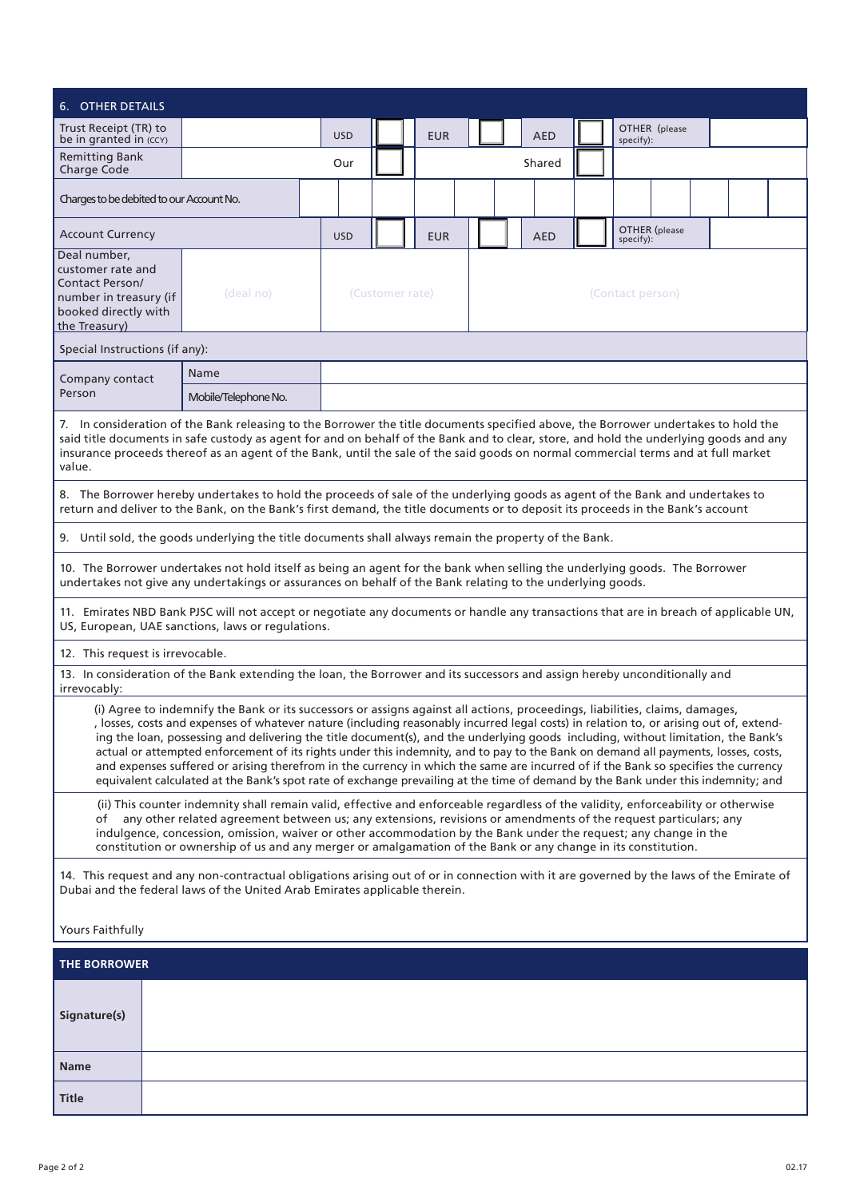## 6. OTHER DETAILS

| | | | | | | | | | |
|---|---|---|---|---|---|---|---|---|---|
| Trust Receipt (TR) to be in granted in (CCY) | | USD | | EUR | | AED | | OTHER (please specify): | |
| Remitting Bank Charge Code | | Our | | | Shared | | | | |
| Charges to be debited to our Account No. | | | | | | | | | |
| Account Currency | | USD | | EUR | | AED | | OTHER (please specify): | |
| Deal number, customer rate and Contact Person/ number in treasury (if booked directly with the Treasury) | (deal no) | (Customer rate) | | | (Contact person) | | | | |
| Special Instructions (if any): | | | | | | | | | |
| Company contact Person | Name | | | | | | | | |
| | Mobile/Telephone No. | | | | | | | | |

7. In consideration of the Bank releasing to the Borrower the title documents specified above, the Borrower undertakes to hold the said title documents in safe custody as agent for and on behalf of the Bank and to clear, store, and hold the underlying goods and any insurance proceeds thereof as an agent of the Bank, until the sale of the said goods on normal commercial terms and at full market value.

8. The Borrower hereby undertakes to hold the proceeds of sale of the underlying goods as agent of the Bank and undertakes to return and deliver to the Bank, on the Bank's first demand, the title documents or to deposit its proceeds in the Bank's account

9. Until sold, the goods underlying the title documents shall always remain the property of the Bank.

10. The Borrower undertakes not hold itself as being an agent for the bank when selling the underlying goods. The Borrower undertakes not give any undertakings or assurances on behalf of the Bank relating to the underlying goods.

11. Emirates NBD Bank PJSC will not accept or negotiate any documents or handle any transactions that are in breach of applicable UN, US, European, UAE sanctions, laws or regulations.

12. This request is irrevocable.

13. In consideration of the Bank extending the loan, the Borrower and its successors and assign hereby unconditionally and irrevocably:

(i) Agree to indemnify the Bank or its successors or assigns against all actions, proceedings, liabilities, claims, damages, , losses, costs and expenses of whatever nature (including reasonably incurred legal costs) in relation to, or arising out of, extending the loan, possessing and delivering the title document(s), and the underlying goods including, without limitation, the Bank's actual or attempted enforcement of its rights under this indemnity, and to pay to the Bank on demand all payments, losses, costs, and expenses suffered or arising therefrom in the currency in which the same are incurred of if the Bank so specifies the currency equivalent calculated at the Bank's spot rate of exchange prevailing at the time of demand by the Bank under this indemnity; and

(ii) This counter indemnity shall remain valid, effective and enforceable regardless of the validity, enforceability or otherwise of any other related agreement between us; any extensions, revisions or amendments of the request particulars; any indulgence, concession, omission, waiver or other accommodation by the Bank under the request; any change in the constitution or ownership of us and any merger or amalgamation of the Bank or any change in its constitution.

14. This request and any non-contractual obligations arising out of or in connection with it are governed by the laws of the Emirate of Dubai and the federal laws of the United Arab Emirates applicable therein.

Yours Faithfully

## THE BORROWER

| | |
|---|---|
| **Signature(s)** | |
| **Name** | |
| **Title** | |

02.17